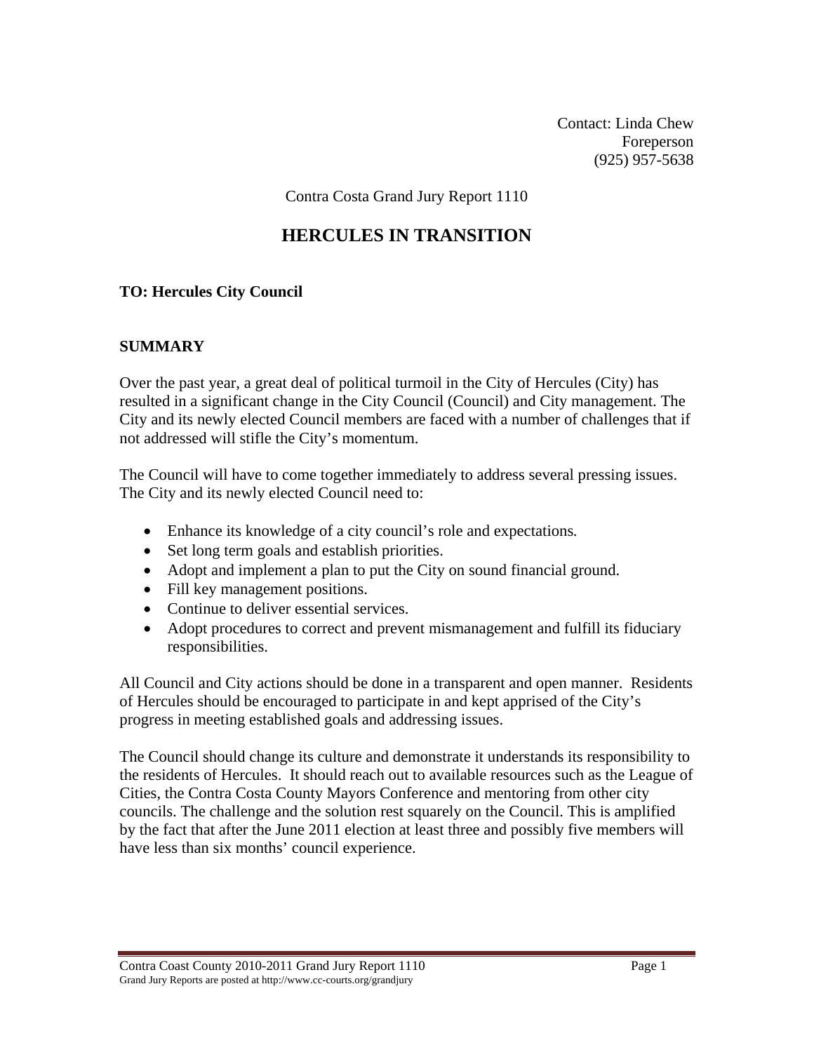Contact: Linda Chew
Foreperson
(925) 957-5638

Contra Costa Grand Jury Report 1110

# HERCULES IN TRANSITION

**TO: Hercules City Council**

## SUMMARY

Over the past year, a great deal of political turmoil in the City of Hercules (City) has resulted in a significant change in the City Council (Council) and City management. The City and its newly elected Council members are faced with a number of challenges that if not addressed will stifle the City's momentum.

The Council will have to come together immediately to address several pressing issues. The City and its newly elected Council need to:

- Enhance its knowledge of a city council's role and expectations.
- Set long term goals and establish priorities.
- Adopt and implement a plan to put the City on sound financial ground.
- Fill key management positions.
- Continue to deliver essential services.
- Adopt procedures to correct and prevent mismanagement and fulfill its fiduciary responsibilities.

All Council and City actions should be done in a transparent and open manner. Residents of Hercules should be encouraged to participate in and kept apprised of the City's progress in meeting established goals and addressing issues.

The Council should change its culture and demonstrate it understands its responsibility to the residents of Hercules. It should reach out to available resources such as the League of Cities, the Contra Costa County Mayors Conference and mentoring from other city councils. The challenge and the solution rest squarely on the Council. This is amplified by the fact that after the June 2011 election at least three and possibly five members will have less than six months' council experience.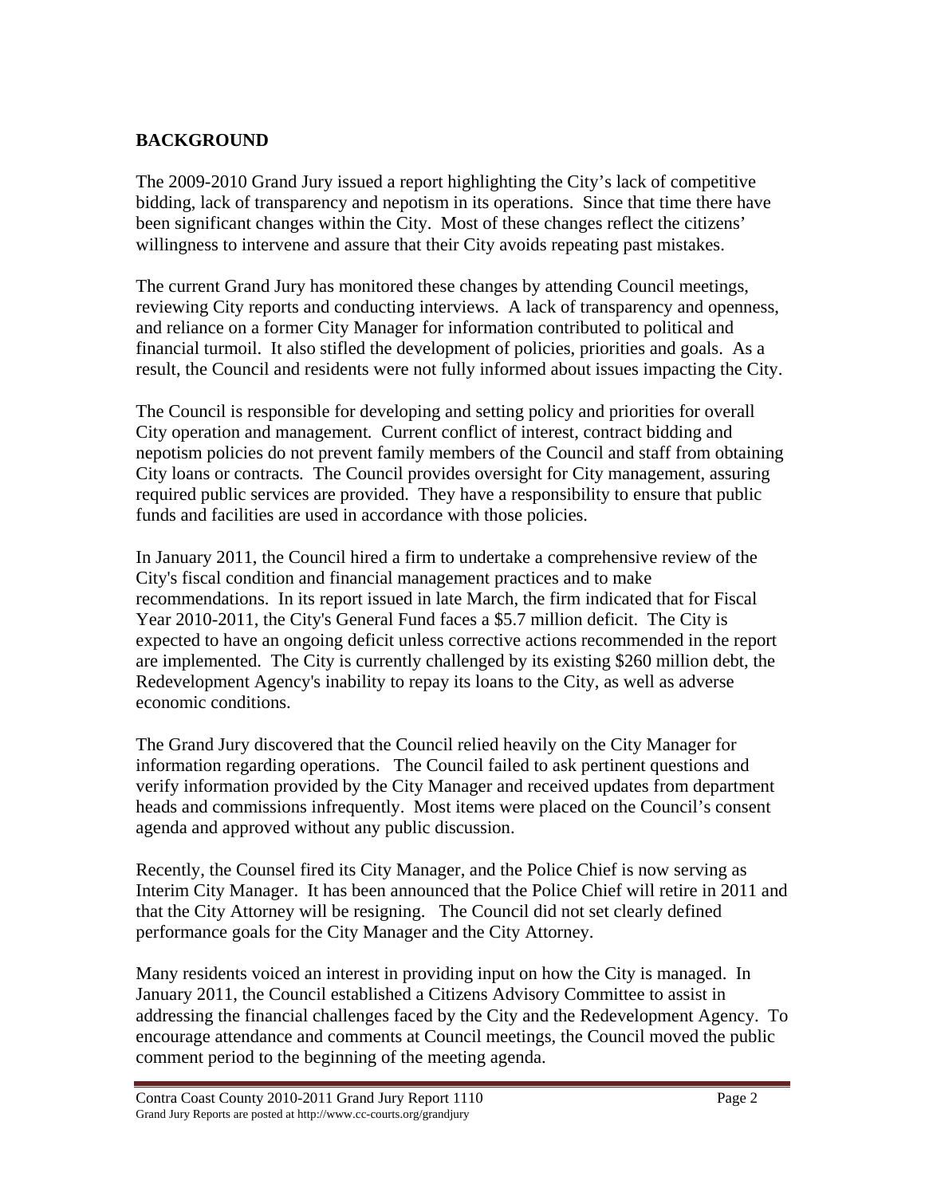## BACKGROUND

The 2009-2010 Grand Jury issued a report highlighting the City's lack of competitive bidding, lack of transparency and nepotism in its operations. Since that time there have been significant changes within the City. Most of these changes reflect the citizens' willingness to intervene and assure that their City avoids repeating past mistakes.

The current Grand Jury has monitored these changes by attending Council meetings, reviewing City reports and conducting interviews. A lack of transparency and openness, and reliance on a former City Manager for information contributed to political and financial turmoil. It also stifled the development of policies, priorities and goals. As a result, the Council and residents were not fully informed about issues impacting the City.

The Council is responsible for developing and setting policy and priorities for overall City operation and management. Current conflict of interest, contract bidding and nepotism policies do not prevent family members of the Council and staff from obtaining City loans or contracts. The Council provides oversight for City management, assuring required public services are provided. They have a responsibility to ensure that public funds and facilities are used in accordance with those policies.

In January 2011, the Council hired a firm to undertake a comprehensive review of the City's fiscal condition and financial management practices and to make recommendations. In its report issued in late March, the firm indicated that for Fiscal Year 2010-2011, the City's General Fund faces a $5.7 million deficit. The City is expected to have an ongoing deficit unless corrective actions recommended in the report are implemented. The City is currently challenged by its existing $260 million debt, the Redevelopment Agency's inability to repay its loans to the City, as well as adverse economic conditions.

The Grand Jury discovered that the Council relied heavily on the City Manager for information regarding operations. The Council failed to ask pertinent questions and verify information provided by the City Manager and received updates from department heads and commissions infrequently. Most items were placed on the Council's consent agenda and approved without any public discussion.

Recently, the Counsel fired its City Manager, and the Police Chief is now serving as Interim City Manager. It has been announced that the Police Chief will retire in 2011 and that the City Attorney will be resigning. The Council did not set clearly defined performance goals for the City Manager and the City Attorney.

Many residents voiced an interest in providing input on how the City is managed. In January 2011, the Council established a Citizens Advisory Committee to assist in addressing the financial challenges faced by the City and the Redevelopment Agency. To encourage attendance and comments at Council meetings, the Council moved the public comment period to the beginning of the meeting agenda.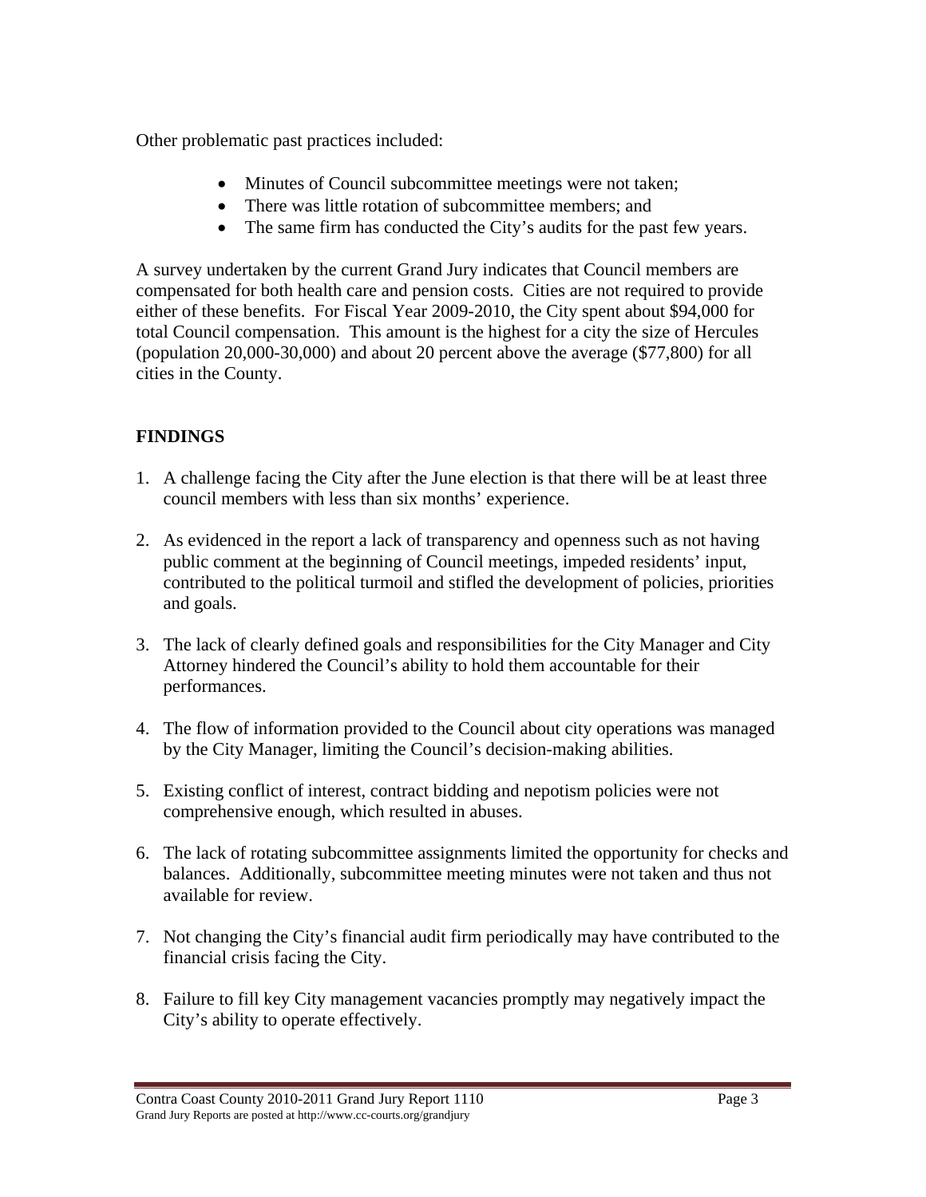Other problematic past practices included:

- Minutes of Council subcommittee meetings were not taken;
- There was little rotation of subcommittee members; and
- The same firm has conducted the City's audits for the past few years.

A survey undertaken by the current Grand Jury indicates that Council members are compensated for both health care and pension costs. Cities are not required to provide either of these benefits. For Fiscal Year 2009-2010, the City spent about $94,000 for total Council compensation. This amount is the highest for a city the size of Hercules (population 20,000-30,000) and about 20 percent above the average ($77,800) for all cities in the County.

## FINDINGS

1. A challenge facing the City after the June election is that there will be at least three council members with less than six months' experience.

2. As evidenced in the report a lack of transparency and openness such as not having public comment at the beginning of Council meetings, impeded residents' input, contributed to the political turmoil and stifled the development of policies, priorities and goals.

3. The lack of clearly defined goals and responsibilities for the City Manager and City Attorney hindered the Council's ability to hold them accountable for their performances.

4. The flow of information provided to the Council about city operations was managed by the City Manager, limiting the Council's decision-making abilities.

5. Existing conflict of interest, contract bidding and nepotism policies were not comprehensive enough, which resulted in abuses.

6. The lack of rotating subcommittee assignments limited the opportunity for checks and balances. Additionally, subcommittee meeting minutes were not taken and thus not available for review.

7. Not changing the City's financial audit firm periodically may have contributed to the financial crisis facing the City.

8. Failure to fill key City management vacancies promptly may negatively impact the City's ability to operate effectively.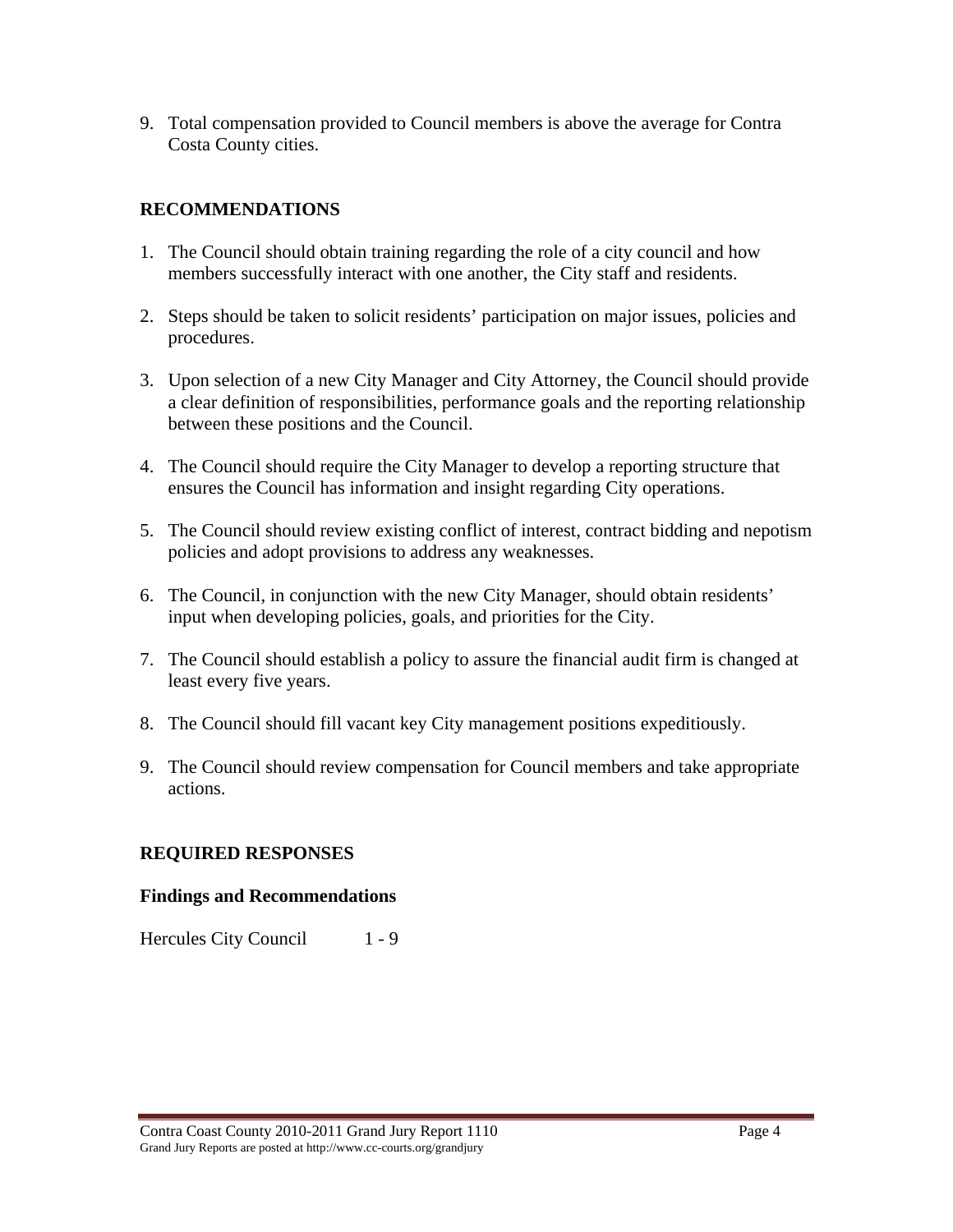9. Total compensation provided to Council members is above the average for Contra Costa County cities.

## RECOMMENDATIONS

1. The Council should obtain training regarding the role of a city council and how members successfully interact with one another, the City staff and residents.

2. Steps should be taken to solicit residents' participation on major issues, policies and procedures.

3. Upon selection of a new City Manager and City Attorney, the Council should provide a clear definition of responsibilities, performance goals and the reporting relationship between these positions and the Council.

4. The Council should require the City Manager to develop a reporting structure that ensures the Council has information and insight regarding City operations.

5. The Council should review existing conflict of interest, contract bidding and nepotism policies and adopt provisions to address any weaknesses.

6. The Council, in conjunction with the new City Manager, should obtain residents' input when developing policies, goals, and priorities for the City.

7. The Council should establish a policy to assure the financial audit firm is changed at least every five years.

8. The Council should fill vacant key City management positions expeditiously.

9. The Council should review compensation for Council members and take appropriate actions.

## REQUIRED RESPONSES

### Findings and Recommendations

Hercules City Council 1 - 9